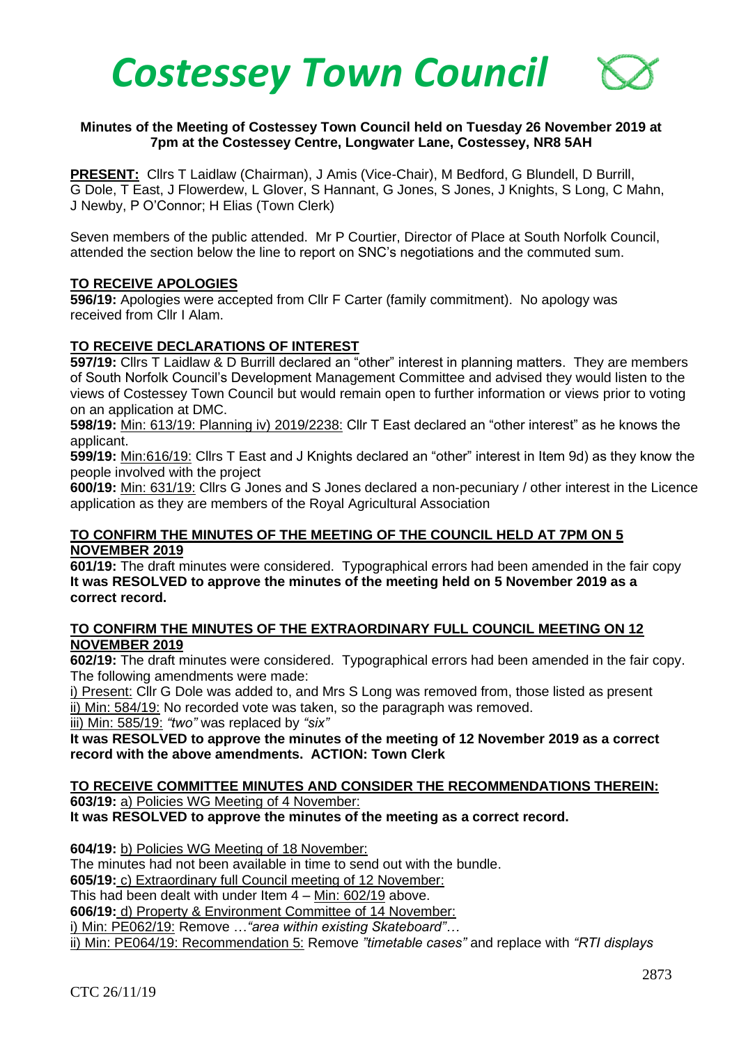# Costessey Town Council

**Minutes of the Meeting of Costessey Town Council held on Tuesday 26 November 2019 at 7pm at the Costessey Centre, Longwater Lane, Costessey, NR8 5AH**

**PRESENT:** Cllrs T Laidlaw (Chairman), J Amis (Vice-Chair), M Bedford, G Blundell, D Burrill, G Dole, T East, J Flowerdew, L Glover, S Hannant, G Jones, S Jones, J Knights, S Long, C Mahn, J Newby, P O'Connor; H Elias (Town Clerk)

Seven members of the public attended. Mr P Courtier, Director of Place at South Norfolk Council, attended the section below the line to report on SNC's negotiations and the commuted sum.

## TO RECEIVE APOLOGIES

**596/19:** Apologies were accepted from Cllr F Carter (family commitment). No apology was received from Cllr I Alam.

## TO RECEIVE DECLARATIONS OF INTEREST

**597/19:** Cllrs T Laidlaw & D Burrill declared an "other" interest in planning matters. They are members of South Norfolk Council's Development Management Committee and advised they would listen to the views of Costessey Town Council but would remain open to further information or views prior to voting on an application at DMC.

**598/19:** Min: 613/19: Planning iv) 2019/2238: Cllr T East declared an "other interest" as he knows the applicant.

**599/19:** Min:616/19: Cllrs T East and J Knights declared an "other" interest in Item 9d) as they know the people involved with the project

**600/19:** Min: 631/19: Cllrs G Jones and S Jones declared a non-pecuniary / other interest in the Licence application as they are members of the Royal Agricultural Association

## TO CONFIRM THE MINUTES OF THE MEETING OF THE COUNCIL HELD AT 7PM ON 5 NOVEMBER 2019

**601/19:** The draft minutes were considered. Typographical errors had been amended in the fair copy
**It was RESOLVED to approve the minutes of the meeting held on 5 November 2019 as a correct record.**

## TO CONFIRM THE MINUTES OF THE EXTRAORDINARY FULL COUNCIL MEETING ON 12 NOVEMBER 2019

**602/19:** The draft minutes were considered. Typographical errors had been amended in the fair copy. The following amendments were made:

i) Present: Cllr G Dole was added to, and Mrs S Long was removed from, those listed as present
ii) Min: 584/19: No recorded vote was taken, so the paragraph was removed.
iii) Min: 585/19: *"two"* was replaced by *"six"*

**It was RESOLVED to approve the minutes of the meeting of 12 November 2019 as a correct record with the above amendments. ACTION: Town Clerk**

## TO RECEIVE COMMITTEE MINUTES AND CONSIDER THE RECOMMENDATIONS THEREIN:

**603/19:** a) Policies WG Meeting of 4 November:
**It was RESOLVED to approve the minutes of the meeting as a correct record.**

**604/19:** b) Policies WG Meeting of 18 November:
The minutes had not been available in time to send out with the bundle.

**605/19:** c) Extraordinary full Council meeting of 12 November:
This had been dealt with under Item 4 – Min: 602/19 above.

**606/19:** d) Property & Environment Committee of 14 November:
i) Min: PE062/19: Remove …*"area within existing Skateboard"…*
ii) Min: PE064/19: Recommendation 5: Remove *"timetable cases"* and replace with *"RTI displays*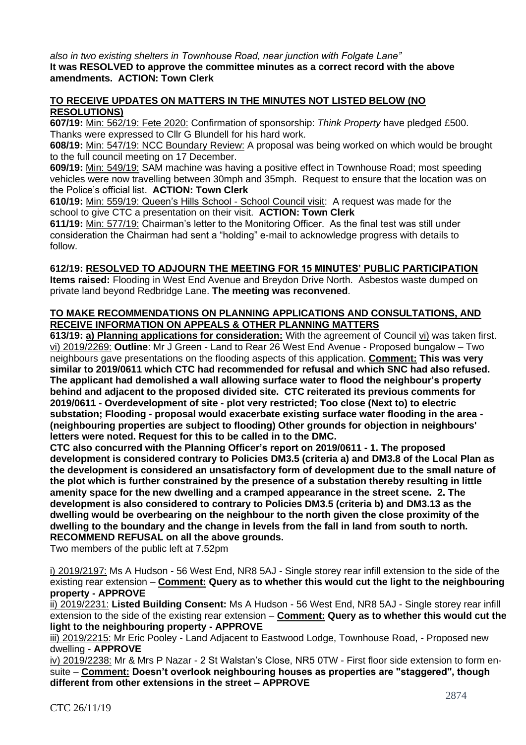*also in two existing shelters in Townhouse Road, near junction with Folgate Lane"*
**It was RESOLVED to approve the committee minutes as a correct record with the above amendments. ACTION: Town Clerk**

**TO RECEIVE UPDATES ON MATTERS IN THE MINUTES NOT LISTED BELOW (NO RESOLUTIONS)**

**607/19:** Min: 562/19: Fete 2020: Confirmation of sponsorship: *Think Property* have pledged £500. Thanks were expressed to Cllr G Blundell for his hard work.

**608/19:** Min: 547/19: NCC Boundary Review: A proposal was being worked on which would be brought to the full council meeting on 17 December.

**609/19:** Min: 549/19: SAM machine was having a positive effect in Townhouse Road; most speeding vehicles were now travelling between 30mph and 35mph. Request to ensure that the location was on the Police's official list. **ACTION: Town Clerk**

**610/19:** Min: 559/19: Queen's Hills School - School Council visit: A request was made for the school to give CTC a presentation on their visit. **ACTION: Town Clerk**

**611/19:** Min: 577/19: Chairman's letter to the Monitoring Officer. As the final test was still under consideration the Chairman had sent a "holding" e-mail to acknowledge progress with details to follow.

**612/19: RESOLVED TO ADJOURN THE MEETING FOR 15 MINUTES' PUBLIC PARTICIPATION**
**Items raised:** Flooding in West End Avenue and Breydon Drive North. Asbestos waste dumped on private land beyond Redbridge Lane. **The meeting was reconvened**.

**TO MAKE RECOMMENDATIONS ON PLANNING APPLICATIONS AND CONSULTATIONS, AND RECEIVE INFORMATION ON APPEALS & OTHER PLANNING MATTERS**

**613/19: a) Planning applications for consideration:** With the agreement of Council vi) was taken first.
vi) 2019/2269: **Outline**: Mr J Green - Land to Rear 26 West End Avenue - Proposed bungalow – Two neighbours gave presentations on the flooding aspects of this application. **Comment: This was very similar to 2019/0611 which CTC had recommended for refusal and which SNC had also refused. The applicant had demolished a wall allowing surface water to flood the neighbour's property behind and adjacent to the proposed divided site. CTC reiterated its previous comments for 2019/0611 - Overdevelopment of site - plot very restricted; Too close (Next to) to electric substation; Flooding - proposal would exacerbate existing surface water flooding in the area - (neighbouring properties are subject to flooding) Other grounds for objection in neighbours' letters were noted. Request for this to be called in to the DMC.**
**CTC also concurred with the Planning Officer's report on 2019/0611 - 1. The proposed development is considered contrary to Policies DM3.5 (criteria a) and DM3.8 of the Local Plan as the development is considered an unsatisfactory form of development due to the small nature of the plot which is further constrained by the presence of a substation thereby resulting in little amenity space for the new dwelling and a cramped appearance in the street scene. 2. The development is also considered to contrary to Policies DM3.5 (criteria b) and DM3.13 as the dwelling would be overbearing on the neighbour to the north given the close proximity of the dwelling to the boundary and the change in levels from the fall in land from south to north. RECOMMEND REFUSAL on all the above grounds.**
Two members of the public left at 7.52pm

i) 2019/2197: Ms A Hudson - 56 West End, NR8 5AJ - Single storey rear infill extension to the side of the existing rear extension – **Comment: Query as to whether this would cut the light to the neighbouring property - APPROVE**

ii) 2019/2231: **Listed Building Consent:** Ms A Hudson - 56 West End, NR8 5AJ - Single storey rear infill extension to the side of the existing rear extension – **Comment: Query as to whether this would cut the light to the neighbouring property - APPROVE**

iii) 2019/2215: Mr Eric Pooley - Land Adjacent to Eastwood Lodge, Townhouse Road, - Proposed new dwelling - **APPROVE**

iv) 2019/2238: Mr & Mrs P Nazar - 2 St Walstan's Close, NR5 0TW - First floor side extension to form en-suite – **Comment: Doesn't overlook neighbouring houses as properties are "staggered", though different from other extensions in the street – APPROVE**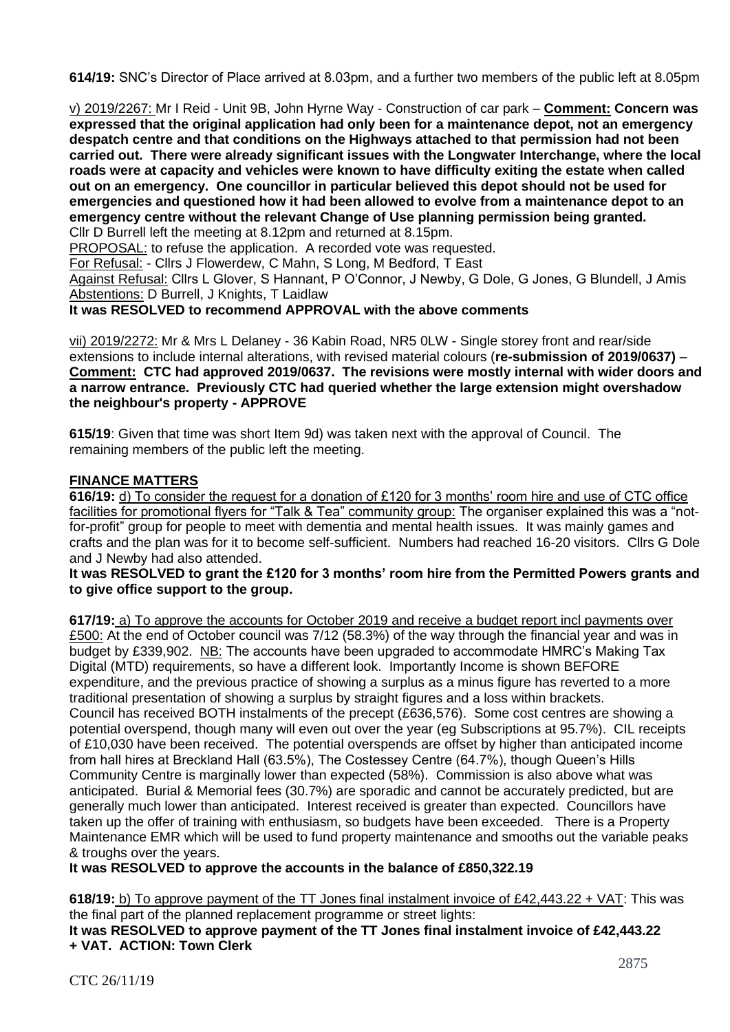**614/19:** SNC's Director of Place arrived at 8.03pm, and a further two members of the public left at 8.05pm

v) 2019/2267: Mr I Reid - Unit 9B, John Hyrne Way - Construction of car park – **Comment: Concern was expressed that the original application had only been for a maintenance depot, not an emergency despatch centre and that conditions on the Highways attached to that permission had not been carried out. There were already significant issues with the Longwater Interchange, where the local roads were at capacity and vehicles were known to have difficulty exiting the estate when called out on an emergency. One councillor in particular believed this depot should not be used for emergencies and questioned how it had been allowed to evolve from a maintenance depot to an emergency centre without the relevant Change of Use planning permission being granted.**
Cllr D Burrell left the meeting at 8.12pm and returned at 8.15pm.
PROPOSAL: to refuse the application. A recorded vote was requested.
For Refusal: - Cllrs J Flowerdew, C Mahn, S Long, M Bedford, T East
Against Refusal: Cllrs L Glover, S Hannant, P O'Connor, J Newby, G Dole, G Jones, G Blundell, J Amis
Abstentions: D Burrell, J Knights, T Laidlaw
**It was RESOLVED to recommend APPROVAL with the above comments**

vii) 2019/2272: Mr & Mrs L Delaney - 36 Kabin Road, NR5 0LW - Single storey front and rear/side extensions to include internal alterations, with revised material colours (**re-submission of 2019/0637)** – **Comment: CTC had approved 2019/0637. The revisions were mostly internal with wider doors and a narrow entrance. Previously CTC had queried whether the large extension might overshadow the neighbour's property - APPROVE**

**615/19**: Given that time was short Item 9d) was taken next with the approval of Council. The remaining members of the public left the meeting.

**FINANCE MATTERS**

**616/19:** d) To consider the request for a donation of £120 for 3 months' room hire and use of CTC office facilities for promotional flyers for "Talk & Tea" community group: The organiser explained this was a "not-for-profit" group for people to meet with dementia and mental health issues. It was mainly games and crafts and the plan was for it to become self-sufficient. Numbers had reached 16-20 visitors. Cllrs G Dole and J Newby had also attended.
**It was RESOLVED to grant the £120 for 3 months' room hire from the Permitted Powers grants and to give office support to the group.**

**617/19:** a) To approve the accounts for October 2019 and receive a budget report incl payments over £500: At the end of October council was 7/12 (58.3%) of the way through the financial year and was in budget by £339,902. NB: The accounts have been upgraded to accommodate HMRC's Making Tax Digital (MTD) requirements, so have a different look. Importantly Income is shown BEFORE expenditure, and the previous practice of showing a surplus as a minus figure has reverted to a more traditional presentation of showing a surplus by straight figures and a loss within brackets.
Council has received BOTH instalments of the precept (£636,576). Some cost centres are showing a potential overspend, though many will even out over the year (eg Subscriptions at 95.7%). CIL receipts of £10,030 have been received. The potential overspends are offset by higher than anticipated income from hall hires at Breckland Hall (63.5%), The Costessey Centre (64.7%), though Queen's Hills Community Centre is marginally lower than expected (58%). Commission is also above what was anticipated. Burial & Memorial fees (30.7%) are sporadic and cannot be accurately predicted, but are generally much lower than anticipated. Interest received is greater than expected. Councillors have taken up the offer of training with enthusiasm, so budgets have been exceeded. There is a Property Maintenance EMR which will be used to fund property maintenance and smooths out the variable peaks & troughs over the years.
**It was RESOLVED to approve the accounts in the balance of £850,322.19**

**618/19:** b) To approve payment of the TT Jones final instalment invoice of £42,443.22 + VAT: This was the final part of the planned replacement programme or street lights:
**It was RESOLVED to approve payment of the TT Jones final instalment invoice of £42,443.22 + VAT. ACTION: Town Clerk**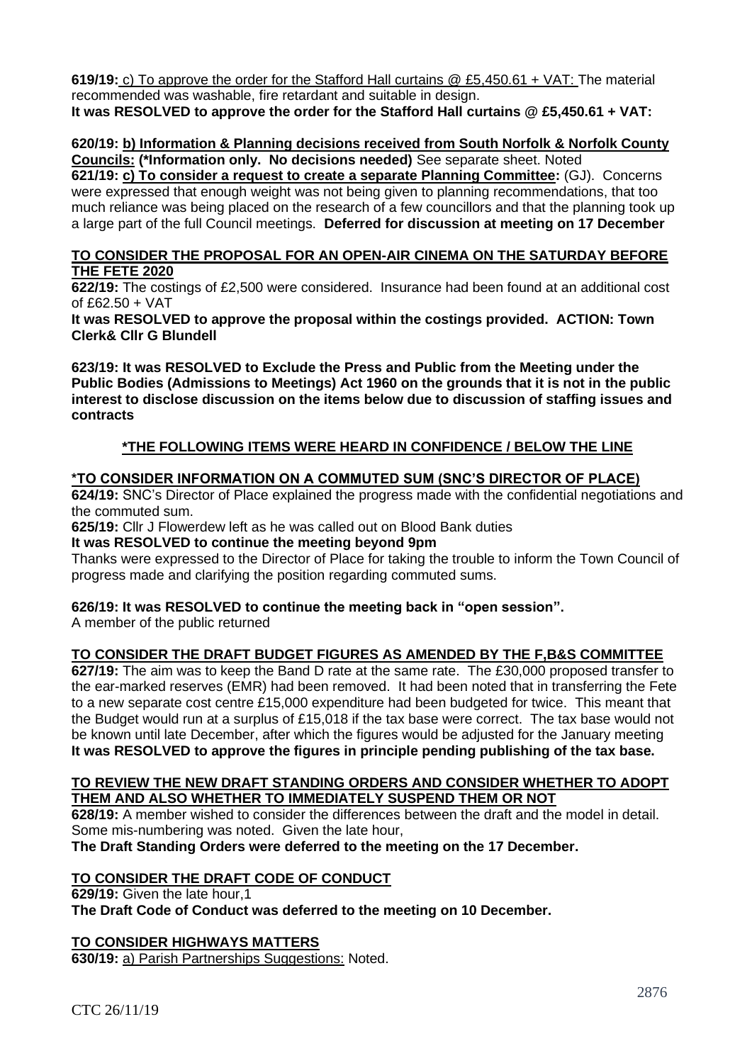**619/19:** c) To approve the order for the Stafford Hall curtains @ £5,450.61 + VAT: The material recommended was washable, fire retardant and suitable in design.
**It was RESOLVED to approve the order for the Stafford Hall curtains @ £5,450.61 + VAT:**

**620/19: b) Information & Planning decisions received from South Norfolk & Norfolk County Councils: (*Information only. No decisions needed)** See separate sheet. Noted

**621/19: c) To consider a request to create a separate Planning Committee:** (GJ). Concerns were expressed that enough weight was not being given to planning recommendations, that too much reliance was being placed on the research of a few councillors and that the planning took up a large part of the full Council meetings. **Deferred for discussion at meeting on 17 December**

**TO CONSIDER THE PROPOSAL FOR AN OPEN-AIR CINEMA ON THE SATURDAY BEFORE THE FETE 2020**

**622/19:** The costings of £2,500 were considered. Insurance had been found at an additional cost of £62.50 + VAT

**It was RESOLVED to approve the proposal within the costings provided. ACTION: Town Clerk& Cllr G Blundell**

**623/19: It was RESOLVED to Exclude the Press and Public from the Meeting under the Public Bodies (Admissions to Meetings) Act 1960 on the grounds that it is not in the public interest to disclose discussion on the items below due to discussion of staffing issues and contracts**

**\*THE FOLLOWING ITEMS WERE HEARD IN CONFIDENCE / BELOW THE LINE**

**\*TO CONSIDER INFORMATION ON A COMMUTED SUM (SNC'S DIRECTOR OF PLACE)**

**624/19:** SNC's Director of Place explained the progress made with the confidential negotiations and the commuted sum.

**625/19:** Cllr J Flowerdew left as he was called out on Blood Bank duties

**It was RESOLVED to continue the meeting beyond 9pm**

Thanks were expressed to the Director of Place for taking the trouble to inform the Town Council of progress made and clarifying the position regarding commuted sums.

**626/19: It was RESOLVED to continue the meeting back in "open session".**

A member of the public returned

**TO CONSIDER THE DRAFT BUDGET FIGURES AS AMENDED BY THE F,B&S COMMITTEE**

**627/19:** The aim was to keep the Band D rate at the same rate. The £30,000 proposed transfer to the ear-marked reserves (EMR) had been removed. It had been noted that in transferring the Fete to a new separate cost centre £15,000 expenditure had been budgeted for twice. This meant that the Budget would run at a surplus of £15,018 if the tax base were correct. The tax base would not be known until late December, after which the figures would be adjusted for the January meeting
**It was RESOLVED to approve the figures in principle pending publishing of the tax base.**

**TO REVIEW THE NEW DRAFT STANDING ORDERS AND CONSIDER WHETHER TO ADOPT THEM AND ALSO WHETHER TO IMMEDIATELY SUSPEND THEM OR NOT**

**628/19:** A member wished to consider the differences between the draft and the model in detail. Some mis-numbering was noted. Given the late hour,

**The Draft Standing Orders were deferred to the meeting on the 17 December.**

**TO CONSIDER THE DRAFT CODE OF CONDUCT**

**629/19:** Given the late hour,1

**The Draft Code of Conduct was deferred to the meeting on 10 December.**

**TO CONSIDER HIGHWAYS MATTERS**

**630/19:** a) Parish Partnerships Suggestions: Noted.

CTC 26/11/19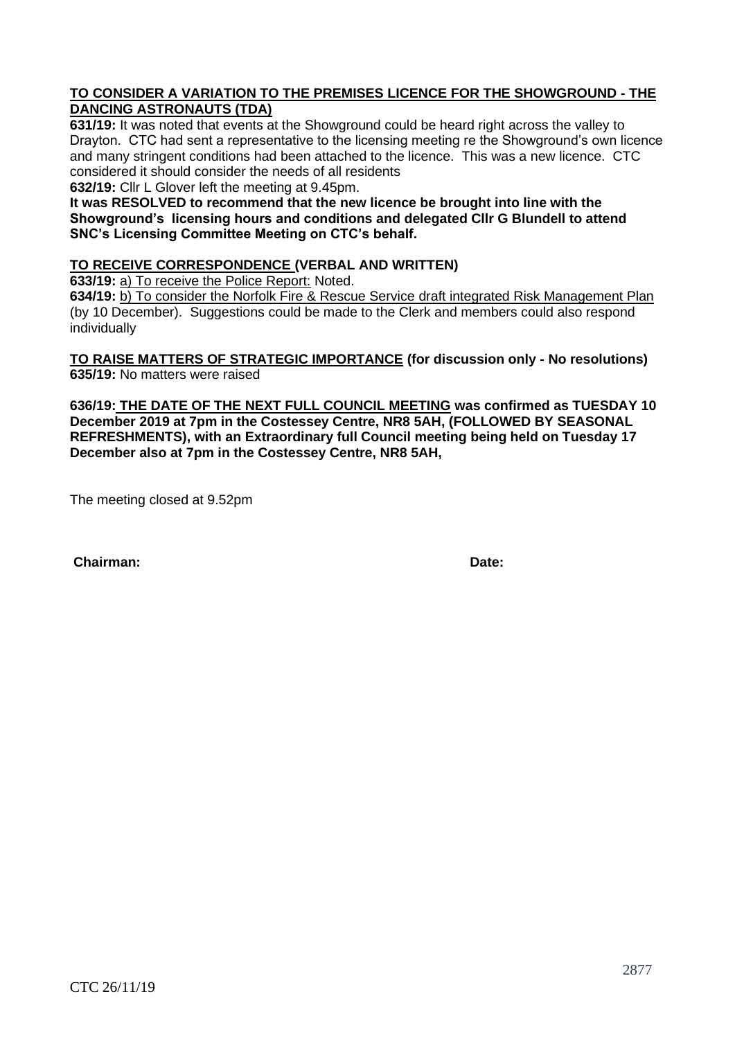**TO CONSIDER A VARIATION TO THE PREMISES LICENCE FOR THE SHOWGROUND - THE DANCING ASTRONAUTS (TDA)**

**631/19:** It was noted that events at the Showground could be heard right across the valley to Drayton. CTC had sent a representative to the licensing meeting re the Showground's own licence and many stringent conditions had been attached to the licence. This was a new licence. CTC considered it should consider the needs of all residents

**632/19:** Cllr L Glover left the meeting at 9.45pm.

**It was RESOLVED to recommend that the new licence be brought into line with the Showground's licensing hours and conditions and delegated Cllr G Blundell to attend SNC's Licensing Committee Meeting on CTC's behalf.**

**TO RECEIVE CORRESPONDENCE (VERBAL AND WRITTEN)**

**633/19:** a) To receive the Police Report: Noted.

**634/19:** b) To consider the Norfolk Fire & Rescue Service draft integrated Risk Management Plan (by 10 December). Suggestions could be made to the Clerk and members could also respond individually

**TO RAISE MATTERS OF STRATEGIC IMPORTANCE (for discussion only - No resolutions)**

**635/19:** No matters were raised

**636/19: THE DATE OF THE NEXT FULL COUNCIL MEETING was confirmed as TUESDAY 10 December 2019 at 7pm in the Costessey Centre, NR8 5AH, (FOLLOWED BY SEASONAL REFRESHMENTS), with an Extraordinary full Council meeting being held on Tuesday 17 December also at 7pm in the Costessey Centre, NR8 5AH,**

The meeting closed at 9.52pm

**Chairman:** **Date:**

2877

CTC 26/11/19